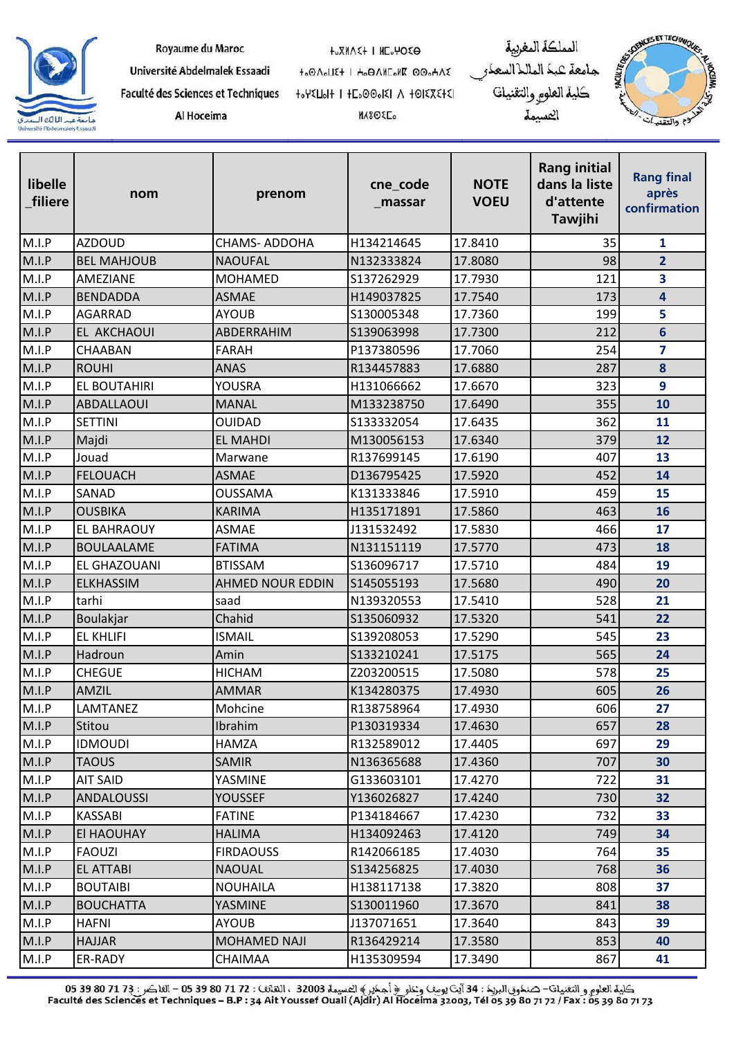Royaume du Maroc
Université Abdelmalek Essaadi
Faculté des Sciences et Techniques
Al Hoceima

ⵜⴰⴳⵍⴷⵉⵜ ⵏ ⵍⵎⵖⵔⵉⴱ
ⵜⴰⵙⴷⴰⵡⵉⵜ ⵏ ⵄⴱⴷⵍⵎⴰⵍⵉⴽ ⴰⵙⵄⴷⵉ
ⵜⴰⴼⴰⴽⵓⵍⵜ ⵏ ⵜⵓⵙⵙⵏⴰ ⴷ ⵜⵉⵜⵉⵇⵏⵉⵢⵉⵏ
ⵍⵃⵓⵙⵉⵎⴰ

المملكة المغربية
جامعة عبد المالك السعدي
كلية العلوم والتقنيات
الحسيمة

| libelle_filiere | nom | prenom | cne_code_massar | NOTE VOEU | Rang initial dans la liste d'attente Tawjihi | Rang final après confirmation |
|---|---|---|---|---|---|---|
| M.I.P | AZDOUD | CHAMS- ADDOHA | H134214645 | 17.8410 | 35 | 1 |
| M.I.P | BEL MAHJOUB | NAOUFAL | N132333824 | 17.8080 | 98 | 2 |
| M.I.P | AMEZIANE | MOHAMED | S137262929 | 17.7930 | 121 | 3 |
| M.I.P | BENDADDA | ASMAE | H149037825 | 17.7540 | 173 | 4 |
| M.I.P | AGARRAD | AYOUB | S130005348 | 17.7360 | 199 | 5 |
| M.I.P | EL AKCHAOUI | ABDERRAHIM | S139063998 | 17.7300 | 212 | 6 |
| M.I.P | CHAABAN | FARAH | P137380596 | 17.7060 | 254 | 7 |
| M.I.P | ROUHI | ANAS | R134457883 | 17.6880 | 287 | 8 |
| M.I.P | EL BOUTAHIRI | YOUSRA | H131066662 | 17.6670 | 323 | 9 |
| M.I.P | ABDALLAOUI | MANAL | M133238750 | 17.6490 | 355 | 10 |
| M.I.P | SETTINI | OUIDAD | S133332054 | 17.6435 | 362 | 11 |
| M.I.P | Majdi | EL MAHDI | M130056153 | 17.6340 | 379 | 12 |
| M.I.P | Jouad | Marwane | R137699145 | 17.6190 | 407 | 13 |
| M.I.P | FELOUACH | ASMAE | D136795425 | 17.5920 | 452 | 14 |
| M.I.P | SANAD | OUSSAMA | K131333846 | 17.5910 | 459 | 15 |
| M.I.P | OUSBIKA | KARIMA | H135171891 | 17.5860 | 463 | 16 |
| M.I.P | EL BAHRAOUY | ASMAE | J131532492 | 17.5830 | 466 | 17 |
| M.I.P | BOULAALAME | FATIMA | N131151119 | 17.5770 | 473 | 18 |
| M.I.P | EL GHAZOUANI | BTISSAM | S136096717 | 17.5710 | 484 | 19 |
| M.I.P | ELKHASSIM | AHMED NOUR EDDIN | S145055193 | 17.5680 | 490 | 20 |
| M.I.P | tarhi | saad | N139320553 | 17.5410 | 528 | 21 |
| M.I.P | Boulakjar | Chahid | S135060932 | 17.5320 | 541 | 22 |
| M.I.P | EL KHLIFI | ISMAIL | S139208053 | 17.5290 | 545 | 23 |
| M.I.P | Hadroun | Amin | S133210241 | 17.5175 | 565 | 24 |
| M.I.P | CHEGUE | HICHAM | Z203200515 | 17.5080 | 578 | 25 |
| M.I.P | AMZIL | AMMAR | K134280375 | 17.4930 | 605 | 26 |
| M.I.P | LAMTANEZ | Mohcine | R138758964 | 17.4930 | 606 | 27 |
| M.I.P | Stitou | Ibrahim | P130319334 | 17.4630 | 657 | 28 |
| M.I.P | IDMOUDI | HAMZA | R132589012 | 17.4405 | 697 | 29 |
| M.I.P | TAOUS | SAMIR | N136365688 | 17.4360 | 707 | 30 |
| M.I.P | AIT SAID | YASMINE | G133603101 | 17.4270 | 722 | 31 |
| M.I.P | ANDALOUSSI | YOUSSEF | Y136026827 | 17.4240 | 730 | 32 |
| M.I.P | KASSABI | FATINE | P134184667 | 17.4230 | 732 | 33 |
| M.I.P | El HAOUHAY | HALIMA | H134092463 | 17.4120 | 749 | 34 |
| M.I.P | FAOUZI | FIRDAOUSS | R142066185 | 17.4030 | 764 | 35 |
| M.I.P | EL ATTABI | NAOUAL | S134256825 | 17.4030 | 768 | 36 |
| M.I.P | BOUTAIBI | NOUHAILA | H138117138 | 17.3820 | 808 | 37 |
| M.I.P | BOUCHATTA | YASMINE | S130011960 | 17.3670 | 841 | 38 |
| M.I.P | HAFNI | AYOUB | J137071651 | 17.3640 | 843 | 39 |
| M.I.P | HAJJAR | MOHAMED NAJI | R136429214 | 17.3580 | 853 | 40 |
| M.I.P | ER-RADY | CHAIMAA | H135309594 | 17.3490 | 867 | 41 |

كلية العلوم والتقنيات – صندوق البريد : 34 آيت يوسف وعلو – أجدير – الحسيمة 32003 ، الهاتف : 72 71 80 39 05 – الفاكس : 73 71 80 39 05
Faculté des Sciences et Techniques – B.P : 34 Ait Youssef Ouali (Ajdir) Al Hoceima 32003, Tél 05 39 80 71 72 / Fax : 05 39 80 71 73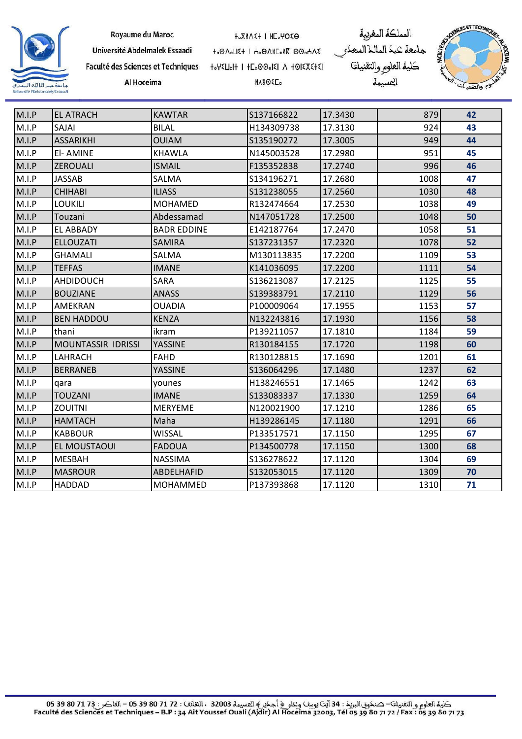| | | | | | | |
|---|---|---|---|---|---|---|
| M.I.P | EL ATRACH | KAWTAR | S137166822 | 17.3430 | 879 | 42 |
| M.I.P | SAJAI | BILAL | H134309738 | 17.3130 | 924 | 43 |
| M.I.P | ASSARIKHI | OUIAM | S135190272 | 17.3005 | 949 | 44 |
| M.I.P | El- AMINE | KHAWLA | N145003528 | 17.2980 | 951 | 45 |
| M.I.P | ZEROUALI | ISMAIL | F135352838 | 17.2740 | 996 | 46 |
| M.I.P | JASSAB | SALMA | S134196271 | 17.2680 | 1008 | 47 |
| M.I.P | CHIHABI | ILIASS | S131238055 | 17.2560 | 1030 | 48 |
| M.I.P | LOUKILI | MOHAMED | R132474664 | 17.2530 | 1038 | 49 |
| M.I.P | Touzani | Abdessamad | N147051728 | 17.2500 | 1048 | 50 |
| M.I.P | EL ABBADY | BADR EDDINE | E142187764 | 17.2470 | 1058 | 51 |
| M.I.P | ELLOUZATI | SAMIRA | S137231357 | 17.2320 | 1078 | 52 |
| M.I.P | GHAMALI | SALMA | M130113835 | 17.2200 | 1109 | 53 |
| M.I.P | TEFFAS | IMANE | K141036095 | 17.2200 | 1111 | 54 |
| M.I.P | AHDIDOUCH | SARA | S136213087 | 17.2125 | 1125 | 55 |
| M.I.P | BOUZIANE | ANASS | S139383791 | 17.2110 | 1129 | 56 |
| M.I.P | AMEKRAN | OUADIA | P100009064 | 17.1955 | 1153 | 57 |
| M.I.P | BEN HADDOU | KENZA | N132243816 | 17.1930 | 1156 | 58 |
| M.I.P | thani | ikram | P139211057 | 17.1810 | 1184 | 59 |
| M.I.P | MOUNTASSIR IDRISSI | YASSINE | R130184155 | 17.1720 | 1198 | 60 |
| M.I.P | LAHRACH | FAHD | R130128815 | 17.1690 | 1201 | 61 |
| M.I.P | BERRANEB | YASSINE | S136064296 | 17.1480 | 1237 | 62 |
| M.I.P | qara | younes | H138246551 | 17.1465 | 1242 | 63 |
| M.I.P | TOUZANI | IMANE | S133083337 | 17.1330 | 1259 | 64 |
| M.I.P | ZOUITNI | MERYEME | N120021900 | 17.1210 | 1286 | 65 |
| M.I.P | HAMTACH | Maha | H139286145 | 17.1180 | 1291 | 66 |
| M.I.P | KABBOUR | WISSAL | P133517571 | 17.1150 | 1295 | 67 |
| M.I.P | EL MOUSTAOUI | FADOUA | P134500778 | 17.1150 | 1300 | 68 |
| M.I.P | MESBAH | NASSIMA | S136278622 | 17.1120 | 1304 | 69 |
| M.I.P | MASROUR | ABDELHAFID | S132053015 | 17.1120 | 1309 | 70 |
| M.I.P | HADDAD | MOHAMMED | P137393868 | 17.1120 | 1310 | 71 |